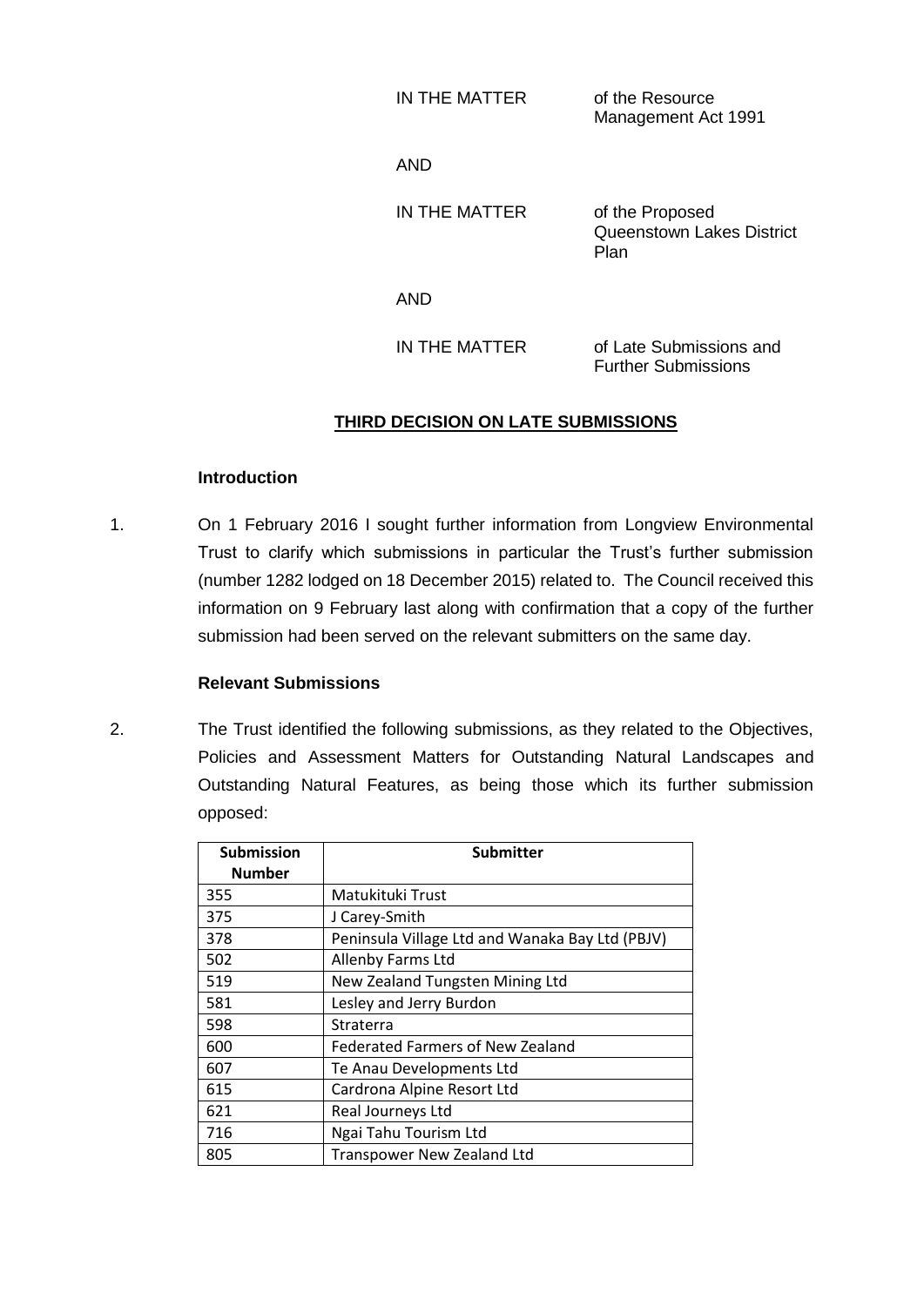| IN THE MATTER | of the Resource Management Act 1991 |
|---|---|
| AND | |
| IN THE MATTER | of the Proposed Queenstown Lakes District Plan |
| AND | |
| IN THE MATTER | of Late Submissions and Further Submissions |

## THIRD DECISION ON LATE SUBMISSIONS

### Introduction

1. On 1 February 2016 I sought further information from Longview Environmental Trust to clarify which submissions in particular the Trust's further submission (number 1282 lodged on 18 December 2015) related to. The Council received this information on 9 February last along with confirmation that a copy of the further submission had been served on the relevant submitters on the same day.

### Relevant Submissions

2. The Trust identified the following submissions, as they related to the Objectives, Policies and Assessment Matters for Outstanding Natural Landscapes and Outstanding Natural Features, as being those which its further submission opposed:

| Submission Number | Submitter |
|---|---|
| 355 | Matukituki Trust |
| 375 | J Carey-Smith |
| 378 | Peninsula Village Ltd and Wanaka Bay Ltd (PBJV) |
| 502 | Allenby Farms Ltd |
| 519 | New Zealand Tungsten Mining Ltd |
| 581 | Lesley and Jerry Burdon |
| 598 | Straterra |
| 600 | Federated Farmers of New Zealand |
| 607 | Te Anau Developments Ltd |
| 615 | Cardrona Alpine Resort Ltd |
| 621 | Real Journeys Ltd |
| 716 | Ngai Tahu Tourism Ltd |
| 805 | Transpower New Zealand Ltd |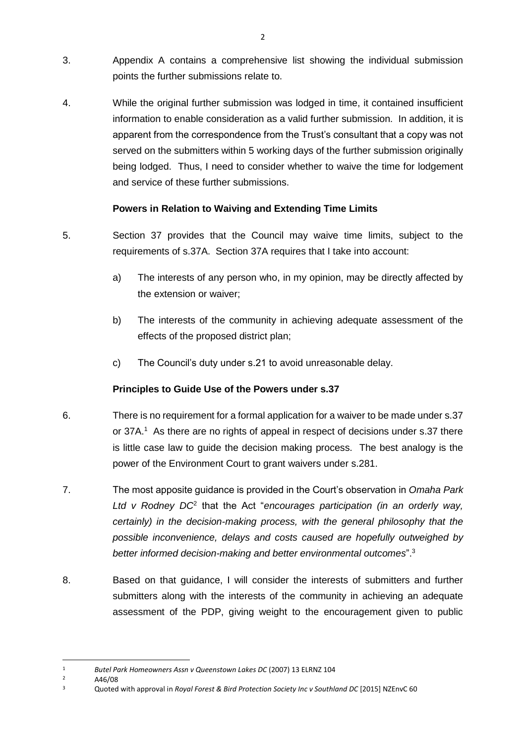3. Appendix A contains a comprehensive list showing the individual submission points the further submissions relate to.

4. While the original further submission was lodged in time, it contained insufficient information to enable consideration as a valid further submission. In addition, it is apparent from the correspondence from the Trust's consultant that a copy was not served on the submitters within 5 working days of the further submission originally being lodged. Thus, I need to consider whether to waive the time for lodgement and service of these further submissions.

**Powers in Relation to Waiving and Extending Time Limits**

5. Section 37 provides that the Council may waive time limits, subject to the requirements of s.37A. Section 37A requires that I take into account:

   a) The interests of any person who, in my opinion, may be directly affected by the extension or waiver;

   b) The interests of the community in achieving adequate assessment of the effects of the proposed district plan;

   c) The Council's duty under s.21 to avoid unreasonable delay.

**Principles to Guide Use of the Powers under s.37**

6. There is no requirement for a formal application for a waiver to be made under s.37 or 37A.[1] As there are no rights of appeal in respect of decisions under s.37 there is little case law to guide the decision making process. The best analogy is the power of the Environment Court to grant waivers under s.281.

7. The most apposite guidance is provided in the Court's observation in *Omaha Park Ltd v Rodney DC*[2] that the Act "*encourages participation (in an orderly way, certainly) in the decision-making process, with the general philosophy that the possible inconvenience, delays and costs caused are hopefully outweighed by better informed decision-making and better environmental outcomes*".[3]

8. Based on that guidance, I will consider the interests of submitters and further submitters along with the interests of the community in achieving an adequate assessment of the PDP, giving weight to the encouragement given to public

---

[1] *Butel Park Homeowners Assn v Queenstown Lakes DC* (2007) 13 ELRNZ 104

[2] A46/08

[3] Quoted with approval in *Royal Forest & Bird Protection Society Inc v Southland DC* [2015] NZEnvC 60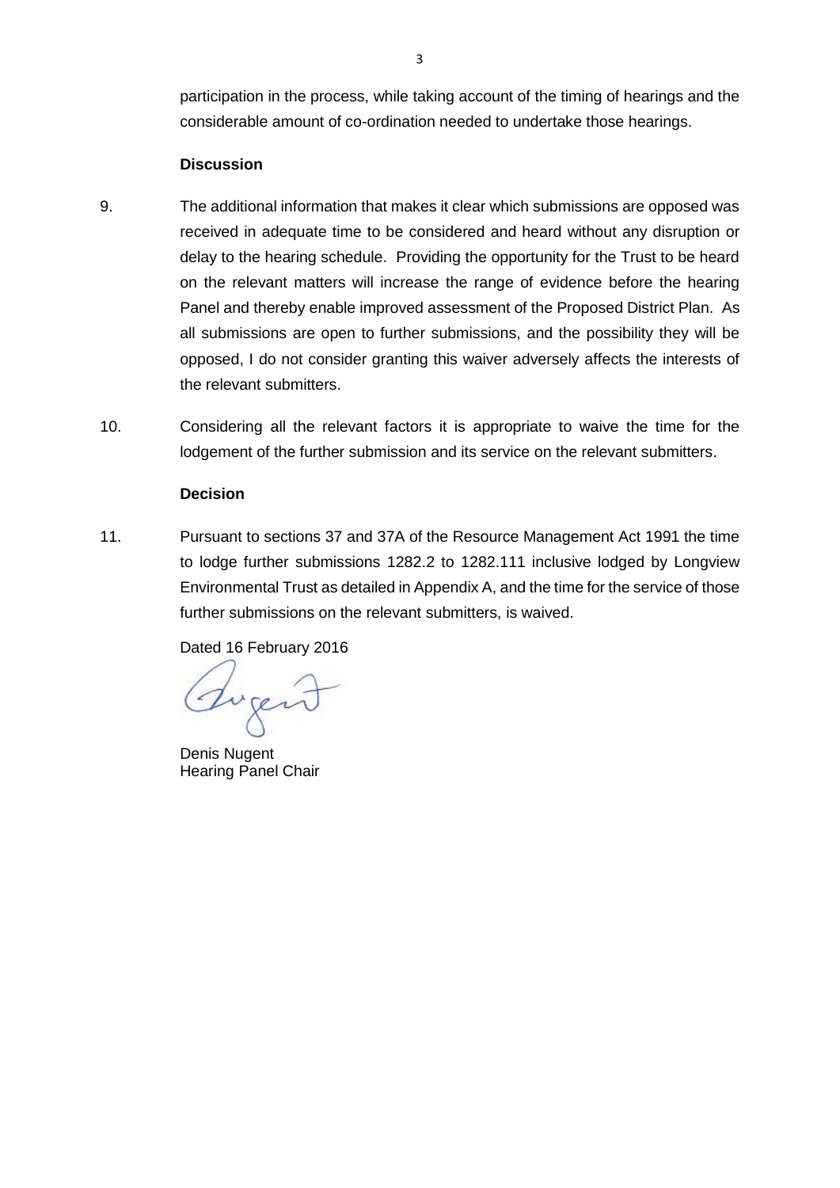participation in the process, while taking account of the timing of hearings and the considerable amount of co-ordination needed to undertake those hearings.

**Discussion**

9. The additional information that makes it clear which submissions are opposed was received in adequate time to be considered and heard without any disruption or delay to the hearing schedule. Providing the opportunity for the Trust to be heard on the relevant matters will increase the range of evidence before the hearing Panel and thereby enable improved assessment of the Proposed District Plan. As all submissions are open to further submissions, and the possibility they will be opposed, I do not consider granting this waiver adversely affects the interests of the relevant submitters.

10. Considering all the relevant factors it is appropriate to waive the time for the lodgement of the further submission and its service on the relevant submitters.

**Decision**

11. Pursuant to sections 37 and 37A of the Resource Management Act 1991 the time to lodge further submissions 1282.2 to 1282.111 inclusive lodged by Longview Environmental Trust as detailed in Appendix A, and the time for the service of those further submissions on the relevant submitters, is waived.

Dated 16 February 2016

Denis Nugent
Hearing Panel Chair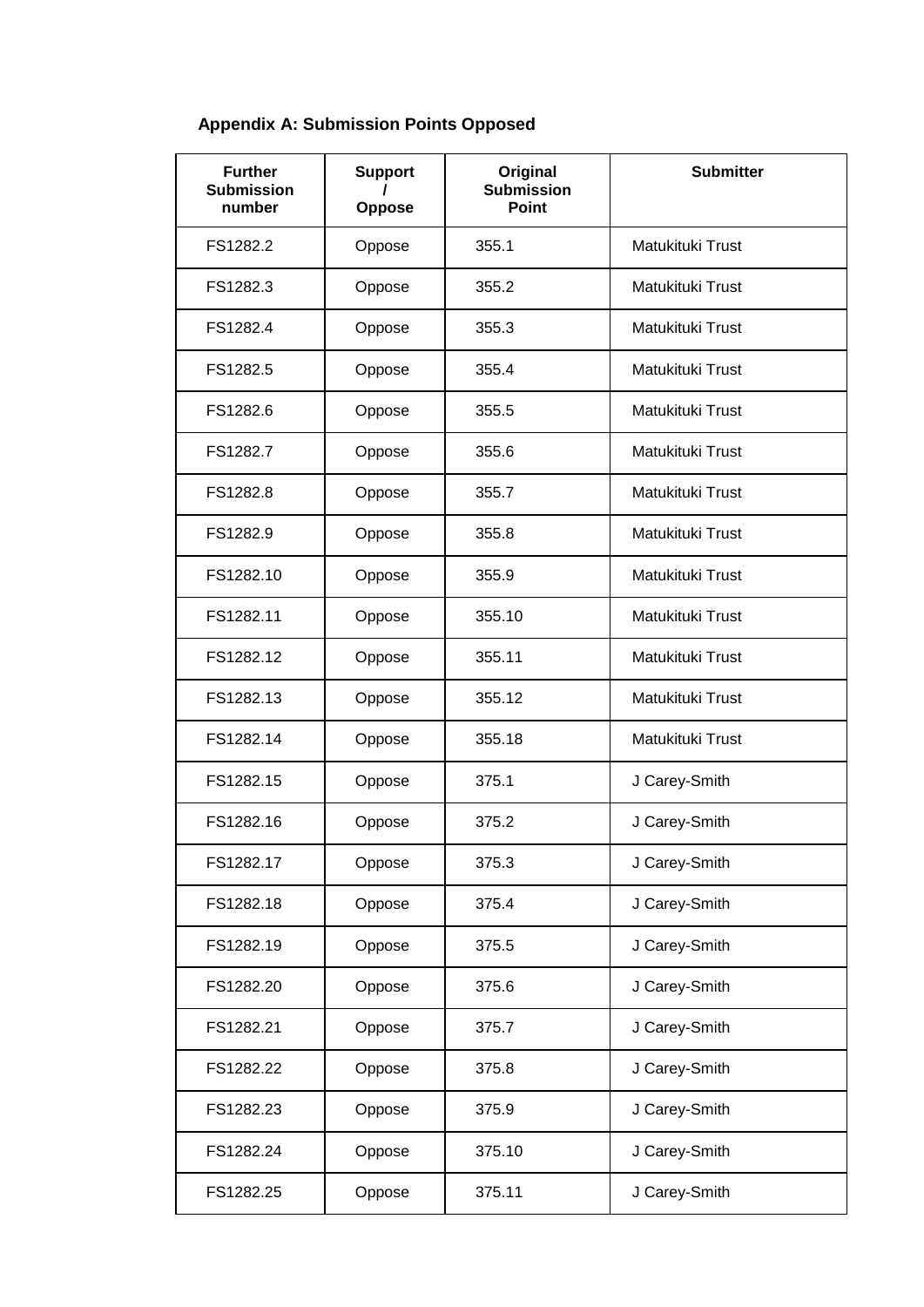**Appendix A: Submission Points Opposed**

| Further Submission number | Support / Oppose | Original Submission Point | Submitter |
|---|---|---|---|
| FS1282.2 | Oppose | 355.1 | Matukituki Trust |
| FS1282.3 | Oppose | 355.2 | Matukituki Trust |
| FS1282.4 | Oppose | 355.3 | Matukituki Trust |
| FS1282.5 | Oppose | 355.4 | Matukituki Trust |
| FS1282.6 | Oppose | 355.5 | Matukituki Trust |
| FS1282.7 | Oppose | 355.6 | Matukituki Trust |
| FS1282.8 | Oppose | 355.7 | Matukituki Trust |
| FS1282.9 | Oppose | 355.8 | Matukituki Trust |
| FS1282.10 | Oppose | 355.9 | Matukituki Trust |
| FS1282.11 | Oppose | 355.10 | Matukituki Trust |
| FS1282.12 | Oppose | 355.11 | Matukituki Trust |
| FS1282.13 | Oppose | 355.12 | Matukituki Trust |
| FS1282.14 | Oppose | 355.18 | Matukituki Trust |
| FS1282.15 | Oppose | 375.1 | J Carey-Smith |
| FS1282.16 | Oppose | 375.2 | J Carey-Smith |
| FS1282.17 | Oppose | 375.3 | J Carey-Smith |
| FS1282.18 | Oppose | 375.4 | J Carey-Smith |
| FS1282.19 | Oppose | 375.5 | J Carey-Smith |
| FS1282.20 | Oppose | 375.6 | J Carey-Smith |
| FS1282.21 | Oppose | 375.7 | J Carey-Smith |
| FS1282.22 | Oppose | 375.8 | J Carey-Smith |
| FS1282.23 | Oppose | 375.9 | J Carey-Smith |
| FS1282.24 | Oppose | 375.10 | J Carey-Smith |
| FS1282.25 | Oppose | 375.11 | J Carey-Smith |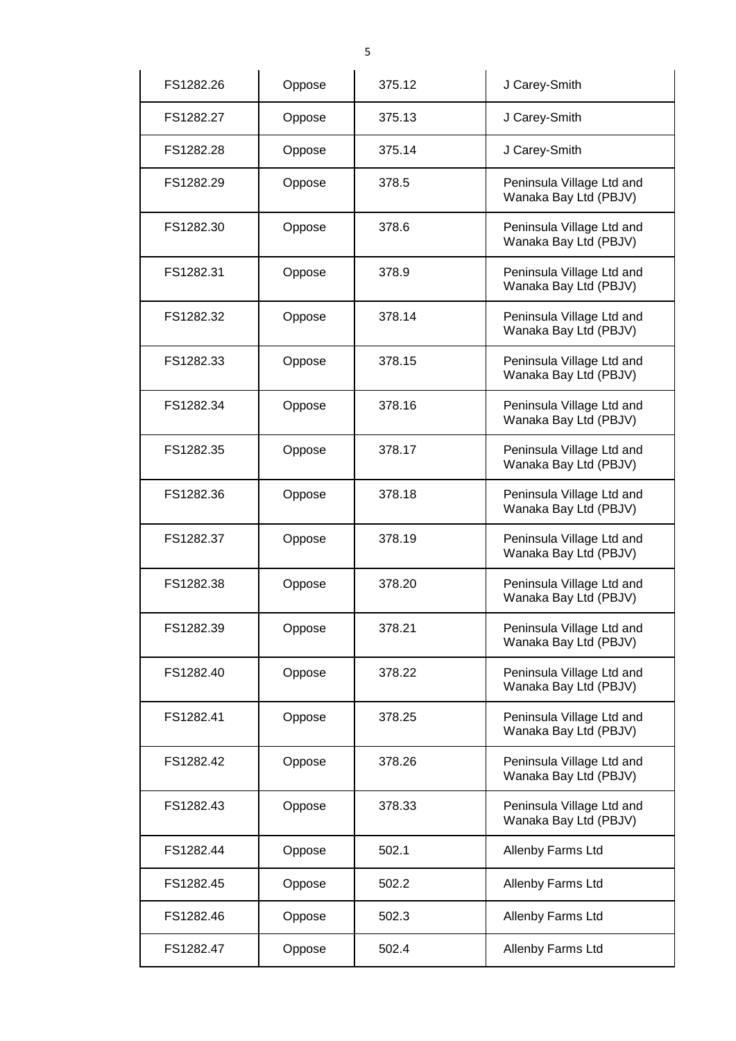| FS1282.26 | Oppose | 375.12 | J Carey-Smith |
|---|---|---|---|
| FS1282.27 | Oppose | 375.13 | J Carey-Smith |
| FS1282.28 | Oppose | 375.14 | J Carey-Smith |
| FS1282.29 | Oppose | 378.5 | Peninsula Village Ltd and Wanaka Bay Ltd (PBJV) |
| FS1282.30 | Oppose | 378.6 | Peninsula Village Ltd and Wanaka Bay Ltd (PBJV) |
| FS1282.31 | Oppose | 378.9 | Peninsula Village Ltd and Wanaka Bay Ltd (PBJV) |
| FS1282.32 | Oppose | 378.14 | Peninsula Village Ltd and Wanaka Bay Ltd (PBJV) |
| FS1282.33 | Oppose | 378.15 | Peninsula Village Ltd and Wanaka Bay Ltd (PBJV) |
| FS1282.34 | Oppose | 378.16 | Peninsula Village Ltd and Wanaka Bay Ltd (PBJV) |
| FS1282.35 | Oppose | 378.17 | Peninsula Village Ltd and Wanaka Bay Ltd (PBJV) |
| FS1282.36 | Oppose | 378.18 | Peninsula Village Ltd and Wanaka Bay Ltd (PBJV) |
| FS1282.37 | Oppose | 378.19 | Peninsula Village Ltd and Wanaka Bay Ltd (PBJV) |
| FS1282.38 | Oppose | 378.20 | Peninsula Village Ltd and Wanaka Bay Ltd (PBJV) |
| FS1282.39 | Oppose | 378.21 | Peninsula Village Ltd and Wanaka Bay Ltd (PBJV) |
| FS1282.40 | Oppose | 378.22 | Peninsula Village Ltd and Wanaka Bay Ltd (PBJV) |
| FS1282.41 | Oppose | 378.25 | Peninsula Village Ltd and Wanaka Bay Ltd (PBJV) |
| FS1282.42 | Oppose | 378.26 | Peninsula Village Ltd and Wanaka Bay Ltd (PBJV) |
| FS1282.43 | Oppose | 378.33 | Peninsula Village Ltd and Wanaka Bay Ltd (PBJV) |
| FS1282.44 | Oppose | 502.1 | Allenby Farms Ltd |
| FS1282.45 | Oppose | 502.2 | Allenby Farms Ltd |
| FS1282.46 | Oppose | 502.3 | Allenby Farms Ltd |
| FS1282.47 | Oppose | 502.4 | Allenby Farms Ltd |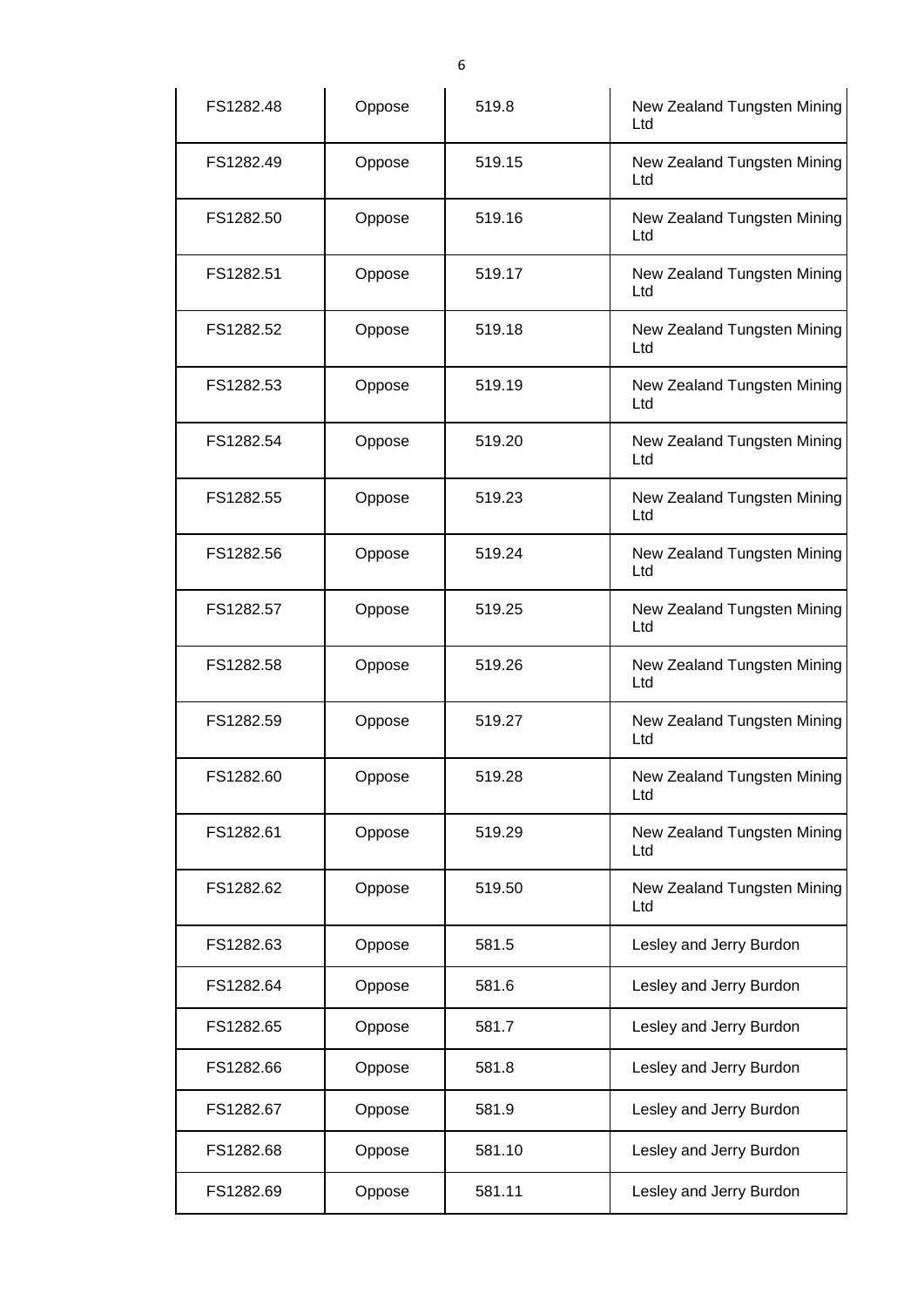| | | | |
|---|---|---|---|
| FS1282.48 | Oppose | 519.8 | New Zealand Tungsten Mining Ltd |
| FS1282.49 | Oppose | 519.15 | New Zealand Tungsten Mining Ltd |
| FS1282.50 | Oppose | 519.16 | New Zealand Tungsten Mining Ltd |
| FS1282.51 | Oppose | 519.17 | New Zealand Tungsten Mining Ltd |
| FS1282.52 | Oppose | 519.18 | New Zealand Tungsten Mining Ltd |
| FS1282.53 | Oppose | 519.19 | New Zealand Tungsten Mining Ltd |
| FS1282.54 | Oppose | 519.20 | New Zealand Tungsten Mining Ltd |
| FS1282.55 | Oppose | 519.23 | New Zealand Tungsten Mining Ltd |
| FS1282.56 | Oppose | 519.24 | New Zealand Tungsten Mining Ltd |
| FS1282.57 | Oppose | 519.25 | New Zealand Tungsten Mining Ltd |
| FS1282.58 | Oppose | 519.26 | New Zealand Tungsten Mining Ltd |
| FS1282.59 | Oppose | 519.27 | New Zealand Tungsten Mining Ltd |
| FS1282.60 | Oppose | 519.28 | New Zealand Tungsten Mining Ltd |
| FS1282.61 | Oppose | 519.29 | New Zealand Tungsten Mining Ltd |
| FS1282.62 | Oppose | 519.50 | New Zealand Tungsten Mining Ltd |
| FS1282.63 | Oppose | 581.5 | Lesley and Jerry Burdon |
| FS1282.64 | Oppose | 581.6 | Lesley and Jerry Burdon |
| FS1282.65 | Oppose | 581.7 | Lesley and Jerry Burdon |
| FS1282.66 | Oppose | 581.8 | Lesley and Jerry Burdon |
| FS1282.67 | Oppose | 581.9 | Lesley and Jerry Burdon |
| FS1282.68 | Oppose | 581.10 | Lesley and Jerry Burdon |
| FS1282.69 | Oppose | 581.11 | Lesley and Jerry Burdon |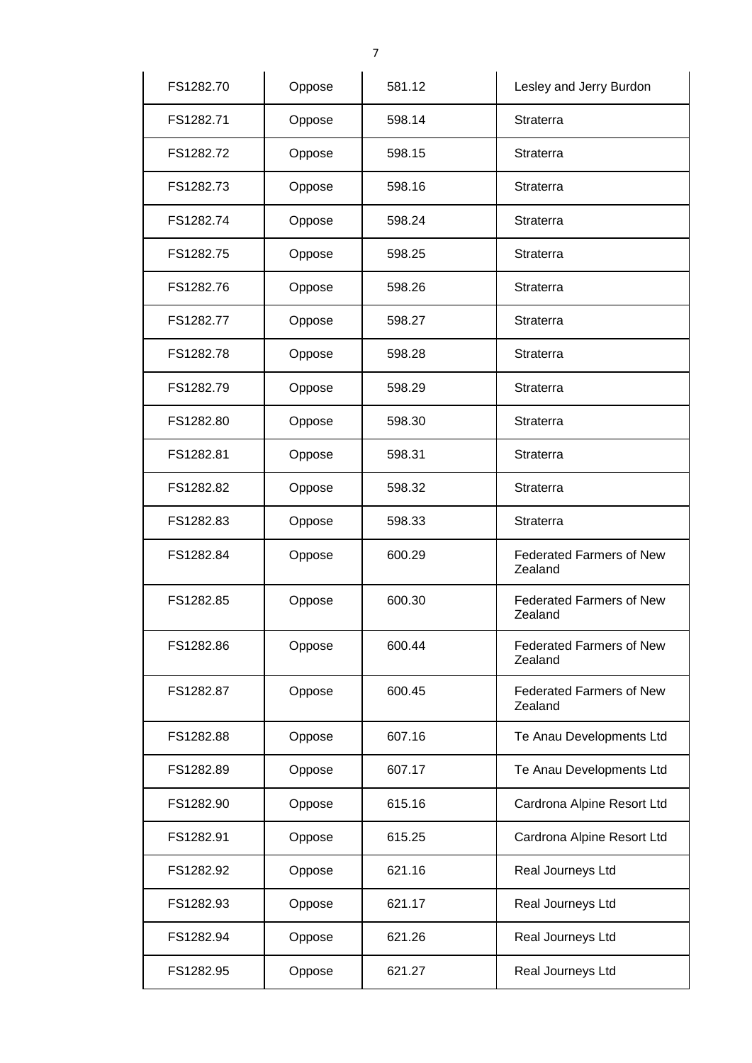| FS1282.70 | Oppose | 581.12 | Lesley and Jerry Burdon |
|---|---|---|---|
| FS1282.71 | Oppose | 598.14 | Straterra |
| FS1282.72 | Oppose | 598.15 | Straterra |
| FS1282.73 | Oppose | 598.16 | Straterra |
| FS1282.74 | Oppose | 598.24 | Straterra |
| FS1282.75 | Oppose | 598.25 | Straterra |
| FS1282.76 | Oppose | 598.26 | Straterra |
| FS1282.77 | Oppose | 598.27 | Straterra |
| FS1282.78 | Oppose | 598.28 | Straterra |
| FS1282.79 | Oppose | 598.29 | Straterra |
| FS1282.80 | Oppose | 598.30 | Straterra |
| FS1282.81 | Oppose | 598.31 | Straterra |
| FS1282.82 | Oppose | 598.32 | Straterra |
| FS1282.83 | Oppose | 598.33 | Straterra |
| FS1282.84 | Oppose | 600.29 | Federated Farmers of New Zealand |
| FS1282.85 | Oppose | 600.30 | Federated Farmers of New Zealand |
| FS1282.86 | Oppose | 600.44 | Federated Farmers of New Zealand |
| FS1282.87 | Oppose | 600.45 | Federated Farmers of New Zealand |
| FS1282.88 | Oppose | 607.16 | Te Anau Developments Ltd |
| FS1282.89 | Oppose | 607.17 | Te Anau Developments Ltd |
| FS1282.90 | Oppose | 615.16 | Cardrona Alpine Resort Ltd |
| FS1282.91 | Oppose | 615.25 | Cardrona Alpine Resort Ltd |
| FS1282.92 | Oppose | 621.16 | Real Journeys Ltd |
| FS1282.93 | Oppose | 621.17 | Real Journeys Ltd |
| FS1282.94 | Oppose | 621.26 | Real Journeys Ltd |
| FS1282.95 | Oppose | 621.27 | Real Journeys Ltd |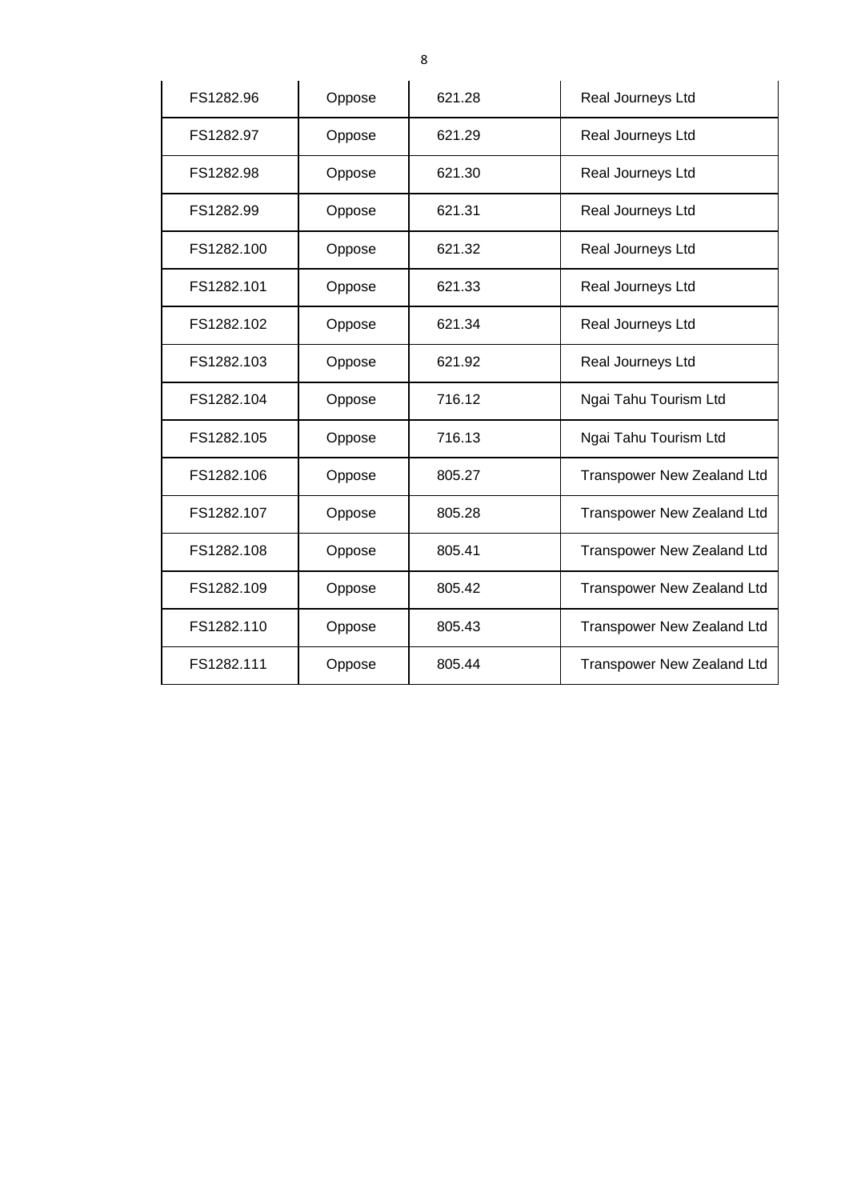| | | | |
|---|---|---|---|
| FS1282.96 | Oppose | 621.28 | Real Journeys Ltd |
| FS1282.97 | Oppose | 621.29 | Real Journeys Ltd |
| FS1282.98 | Oppose | 621.30 | Real Journeys Ltd |
| FS1282.99 | Oppose | 621.31 | Real Journeys Ltd |
| FS1282.100 | Oppose | 621.32 | Real Journeys Ltd |
| FS1282.101 | Oppose | 621.33 | Real Journeys Ltd |
| FS1282.102 | Oppose | 621.34 | Real Journeys Ltd |
| FS1282.103 | Oppose | 621.92 | Real Journeys Ltd |
| FS1282.104 | Oppose | 716.12 | Ngai Tahu Tourism Ltd |
| FS1282.105 | Oppose | 716.13 | Ngai Tahu Tourism Ltd |
| FS1282.106 | Oppose | 805.27 | Transpower New Zealand Ltd |
| FS1282.107 | Oppose | 805.28 | Transpower New Zealand Ltd |
| FS1282.108 | Oppose | 805.41 | Transpower New Zealand Ltd |
| FS1282.109 | Oppose | 805.42 | Transpower New Zealand Ltd |
| FS1282.110 | Oppose | 805.43 | Transpower New Zealand Ltd |
| FS1282.111 | Oppose | 805.44 | Transpower New Zealand Ltd |